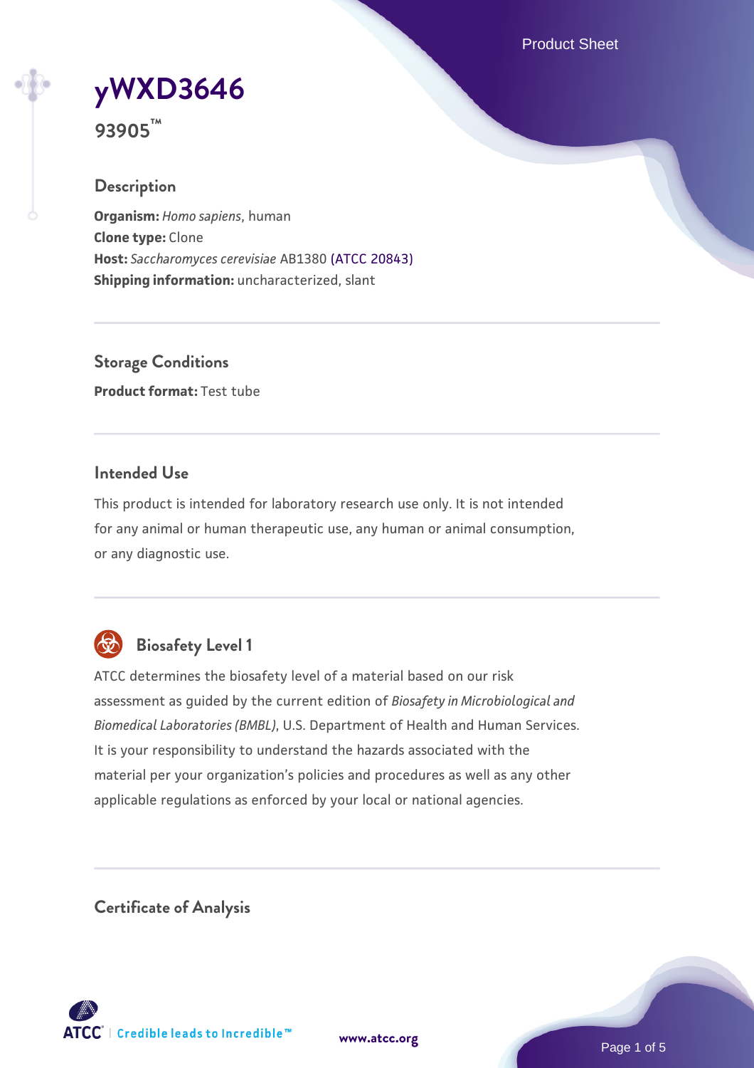# yWXD3646

**93905™**

## Description

**Organism:** *Homo sapiens*, human
**Clone type:** Clone
**Host:** *Saccharomyces cerevisiae* AB1380 (ATCC 20843)
**Shipping information:** uncharacterized, slant

## Storage Conditions

**Product format:** Test tube

## Intended Use

This product is intended for laboratory research use only. It is not intended for any animal or human therapeutic use, any human or animal consumption, or any diagnostic use.

## Biosafety Level 1

ATCC determines the biosafety level of a material based on our risk assessment as guided by the current edition of *Biosafety in Microbiological and Biomedical Laboratories (BMBL)*, U.S. Department of Health and Human Services. It is your responsibility to understand the hazards associated with the material per your organization's policies and procedures as well as any other applicable regulations as enforced by your local or national agencies.

## Certificate of Analysis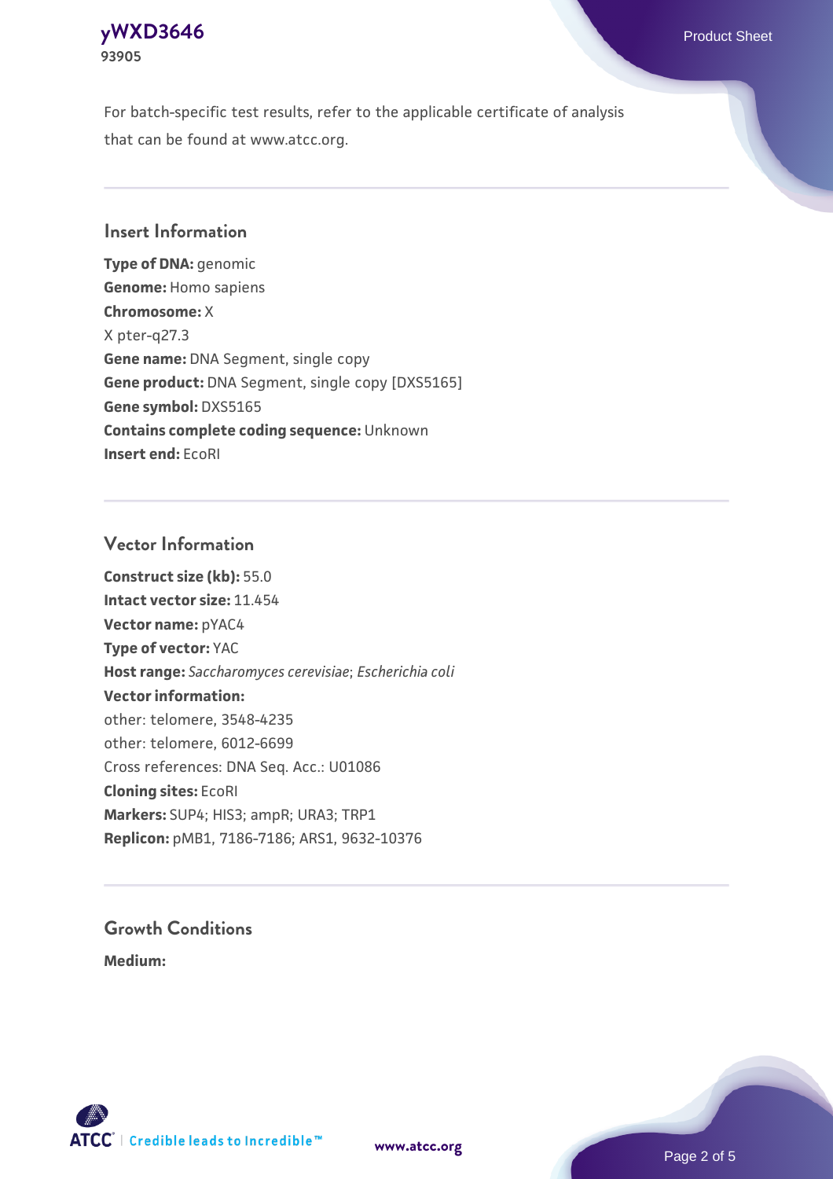For batch-specific test results, refer to the applicable certificate of analysis that can be found at www.atcc.org.

## Insert Information

**Type of DNA:** genomic
**Genome:** Homo sapiens
**Chromosome:** X
X pter-q27.3
**Gene name:** DNA Segment, single copy
**Gene product:** DNA Segment, single copy [DXS5165]
**Gene symbol:** DXS5165
**Contains complete coding sequence:** Unknown
**Insert end:** EcoRI

## Vector Information

**Construct size (kb):** 55.0
**Intact vector size:** 11.454
**Vector name:** pYAC4
**Type of vector:** YAC
**Host range:** *Saccharomyces cerevisiae*; *Escherichia coli*
**Vector information:**
other: telomere, 3548-4235
other: telomere, 6012-6699
Cross references: DNA Seq. Acc.: U01086
**Cloning sites:** EcoRI
**Markers:** SUP4; HIS3; ampR; URA3; TRP1
**Replicon:** pMB1, 7186-7186; ARS1, 9632-10376

## Growth Conditions

**Medium:**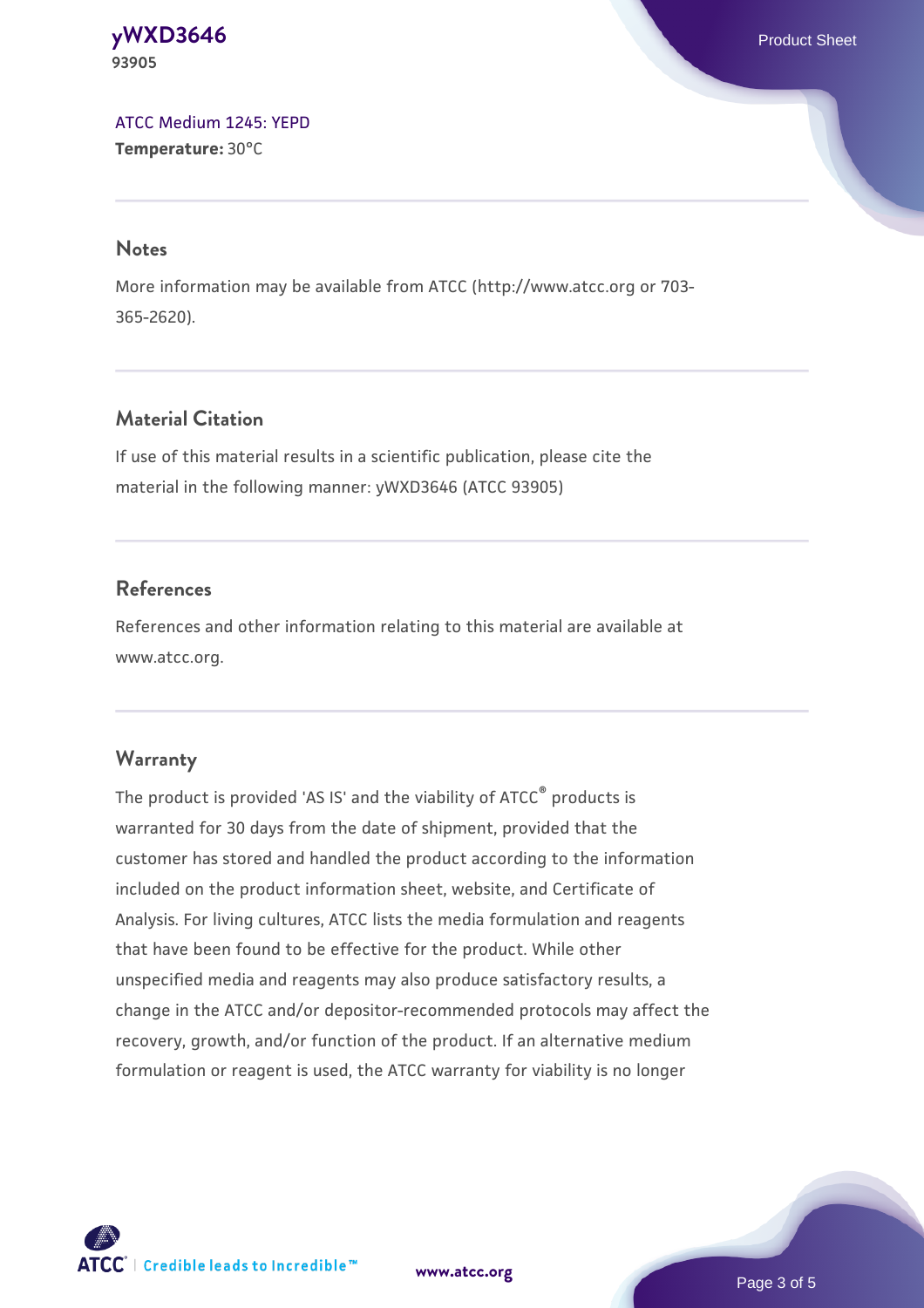[ATCC Medium 1245: YEPD](#)
**Temperature:** 30°C

## Notes

More information may be available from ATCC (http://www.atcc.org or 703-365-2620).

## Material Citation

If use of this material results in a scientific publication, please cite the material in the following manner: yWXD3646 (ATCC 93905)

## References

References and other information relating to this material are available at www.atcc.org.

## Warranty

The product is provided 'AS IS' and the viability of ATCC® products is warranted for 30 days from the date of shipment, provided that the customer has stored and handled the product according to the information included on the product information sheet, website, and Certificate of Analysis. For living cultures, ATCC lists the media formulation and reagents that have been found to be effective for the product. While other unspecified media and reagents may also produce satisfactory results, a change in the ATCC and/or depositor-recommended protocols may affect the recovery, growth, and/or function of the product. If an alternative medium formulation or reagent is used, the ATCC warranty for viability is no longer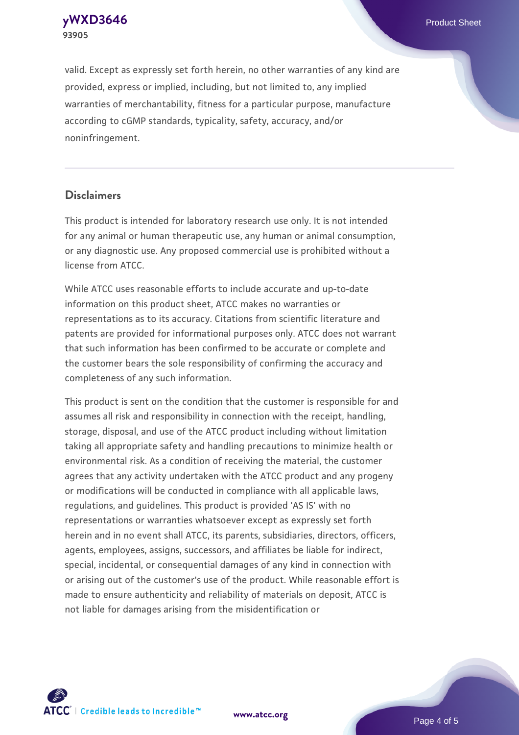valid. Except as expressly set forth herein, no other warranties of any kind are provided, express or implied, including, but not limited to, any implied warranties of merchantability, fitness for a particular purpose, manufacture according to cGMP standards, typicality, safety, accuracy, and/or noninfringement.

## Disclaimers

This product is intended for laboratory research use only. It is not intended for any animal or human therapeutic use, any human or animal consumption, or any diagnostic use. Any proposed commercial use is prohibited without a license from ATCC.

While ATCC uses reasonable efforts to include accurate and up-to-date information on this product sheet, ATCC makes no warranties or representations as to its accuracy. Citations from scientific literature and patents are provided for informational purposes only. ATCC does not warrant that such information has been confirmed to be accurate or complete and the customer bears the sole responsibility of confirming the accuracy and completeness of any such information.

This product is sent on the condition that the customer is responsible for and assumes all risk and responsibility in connection with the receipt, handling, storage, disposal, and use of the ATCC product including without limitation taking all appropriate safety and handling precautions to minimize health or environmental risk. As a condition of receiving the material, the customer agrees that any activity undertaken with the ATCC product and any progeny or modifications will be conducted in compliance with all applicable laws, regulations, and guidelines. This product is provided 'AS IS' with no representations or warranties whatsoever except as expressly set forth herein and in no event shall ATCC, its parents, subsidiaries, directors, officers, agents, employees, assigns, successors, and affiliates be liable for indirect, special, incidental, or consequential damages of any kind in connection with or arising out of the customer's use of the product. While reasonable effort is made to ensure authenticity and reliability of materials on deposit, ATCC is not liable for damages arising from the misidentification or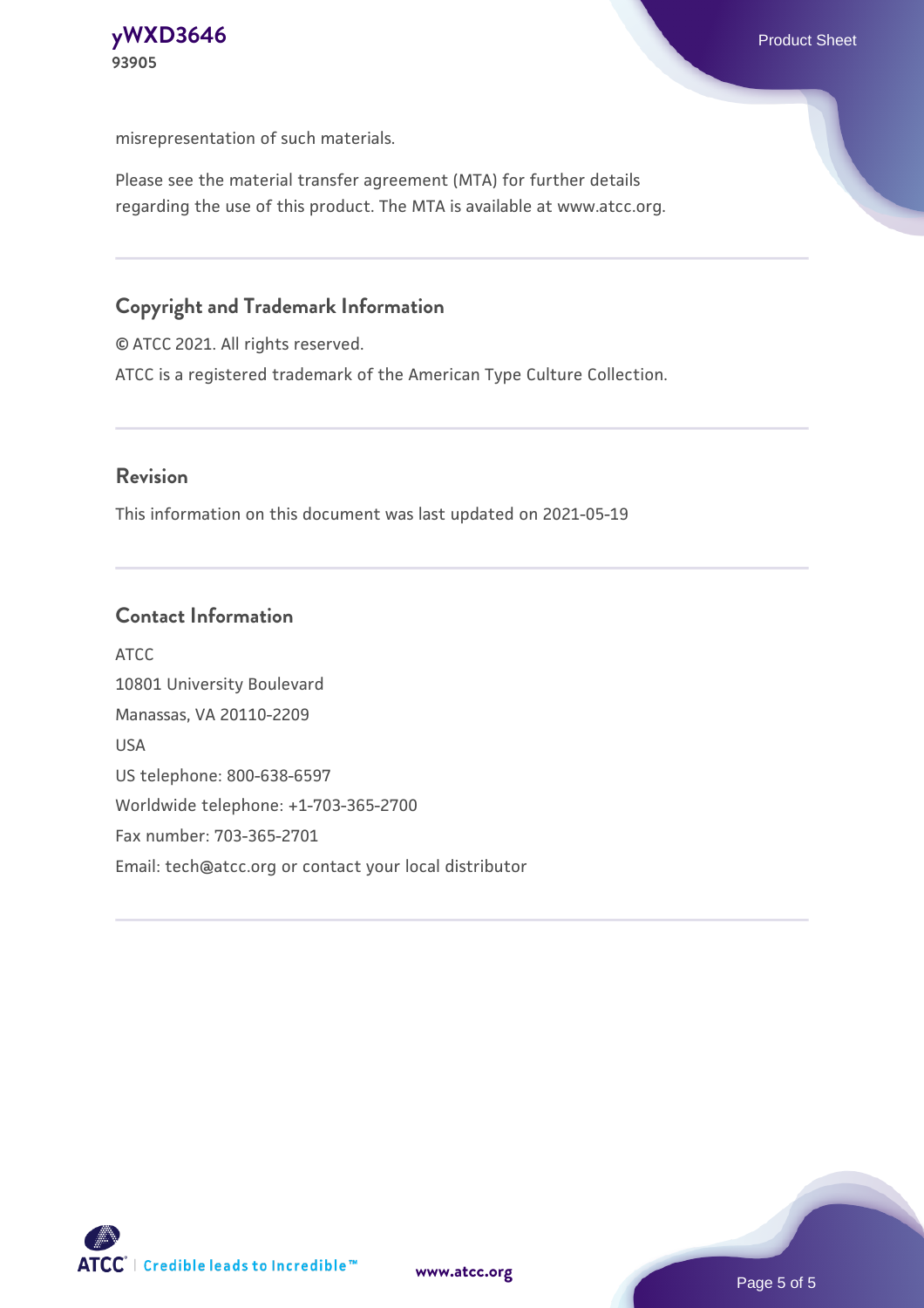misrepresentation of such materials.

Please see the material transfer agreement (MTA) for further details regarding the use of this product. The MTA is available at www.atcc.org.

## Copyright and Trademark Information

© ATCC 2021. All rights reserved.

ATCC is a registered trademark of the American Type Culture Collection.

## Revision

This information on this document was last updated on 2021-05-19

## Contact Information

ATCC
10801 University Boulevard
Manassas, VA 20110-2209
USA
US telephone: 800-638-6597
Worldwide telephone: +1-703-365-2700
Fax number: 703-365-2701
Email: tech@atcc.org or contact your local distributor